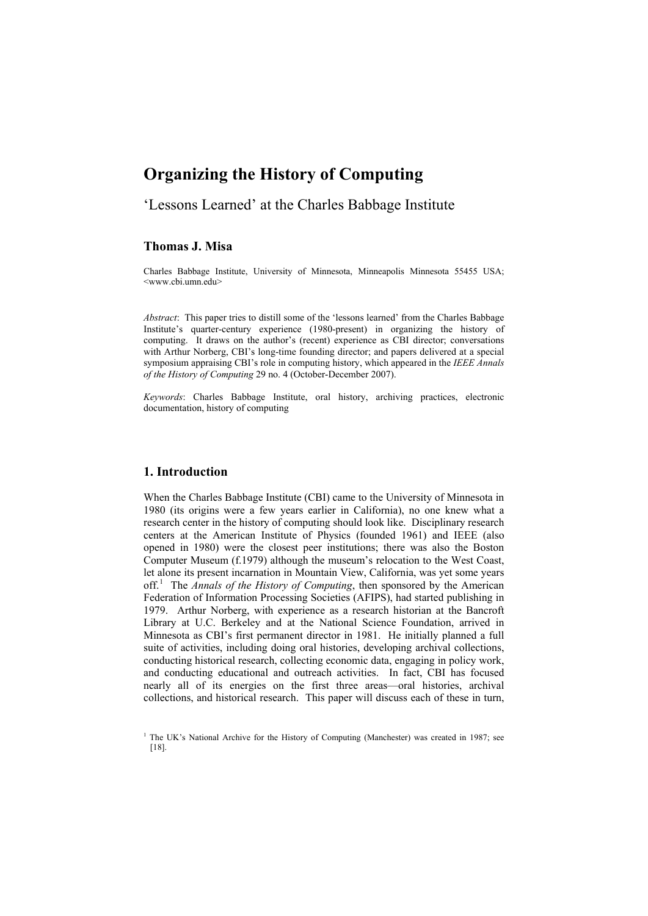# Organizing the History of Computing

## 'Lessons Learned' at the Charles Babbage Institute

**Thomas J. Misa**

Charles Babbage Institute, University of Minnesota, Minneapolis Minnesota 55455 USA; <www.cbi.umn.edu>

*Abstract*: This paper tries to distill some of the 'lessons learned' from the Charles Babbage Institute's quarter-century experience (1980-present) in organizing the history of computing. It draws on the author's (recent) experience as CBI director; conversations with Arthur Norberg, CBI's long-time founding director; and papers delivered at a special symposium appraising CBI's role in computing history, which appeared in the *IEEE Annals of the History of Computing* 29 no. 4 (October-December 2007).

*Keywords*: Charles Babbage Institute, oral history, archiving practices, electronic documentation, history of computing

## 1. Introduction

When the Charles Babbage Institute (CBI) came to the University of Minnesota in 1980 (its origins were a few years earlier in California), no one knew what a research center in the history of computing should look like. Disciplinary research centers at the American Institute of Physics (founded 1961) and IEEE (also opened in 1980) were the closest peer institutions; there was also the Boston Computer Museum (f.1979) although the museum's relocation to the West Coast, let alone its present incarnation in Mountain View, California, was yet some years off.[1] The *Annals of the History of Computing*, then sponsored by the American Federation of Information Processing Societies (AFIPS), had started publishing in 1979. Arthur Norberg, with experience as a research historian at the Bancroft Library at U.C. Berkeley and at the National Science Foundation, arrived in Minnesota as CBI's first permanent director in 1981. He initially planned a full suite of activities, including doing oral histories, developing archival collections, conducting historical research, collecting economic data, engaging in policy work, and conducting educational and outreach activities. In fact, CBI has focused nearly all of its energies on the first three areas—oral histories, archival collections, and historical research. This paper will discuss each of these in turn,

[1] The UK's National Archive for the History of Computing (Manchester) was created in 1987; see [18].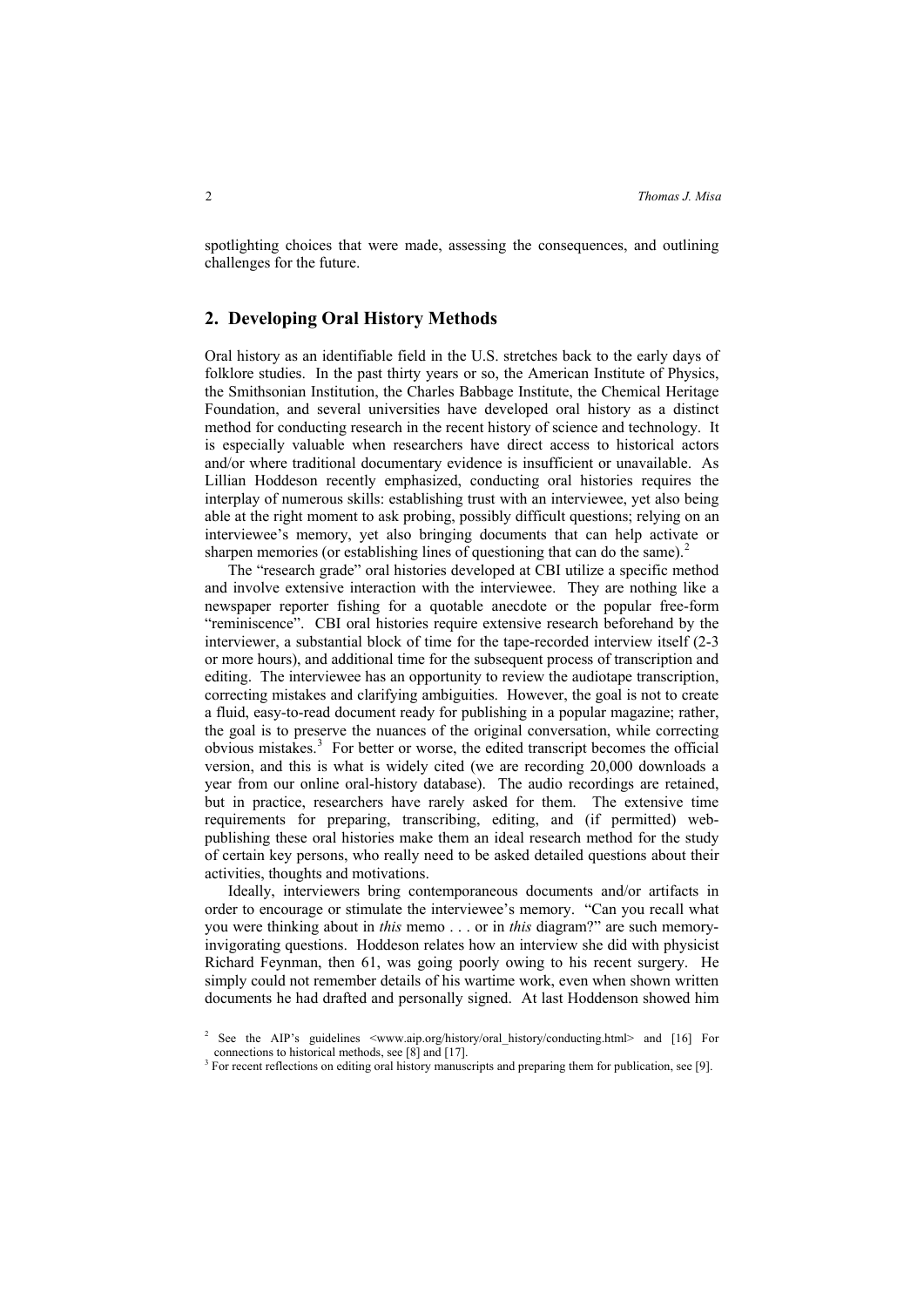spotlighting choices that were made, assessing the consequences, and outlining challenges for the future.

## 2. Developing Oral History Methods

Oral history as an identifiable field in the U.S. stretches back to the early days of folklore studies. In the past thirty years or so, the American Institute of Physics, the Smithsonian Institution, the Charles Babbage Institute, the Chemical Heritage Foundation, and several universities have developed oral history as a distinct method for conducting research in the recent history of science and technology. It is especially valuable when researchers have direct access to historical actors and/or where traditional documentary evidence is insufficient or unavailable. As Lillian Hoddeson recently emphasized, conducting oral histories requires the interplay of numerous skills: establishing trust with an interviewee, yet also being able at the right moment to ask probing, possibly difficult questions; relying on an interviewee's memory, yet also bringing documents that can help activate or sharpen memories (or establishing lines of questioning that can do the same).[2]

The "research grade" oral histories developed at CBI utilize a specific method and involve extensive interaction with the interviewee. They are nothing like a newspaper reporter fishing for a quotable anecdote or the popular free-form "reminiscence". CBI oral histories require extensive research beforehand by the interviewer, a substantial block of time for the tape-recorded interview itself (2-3 or more hours), and additional time for the subsequent process of transcription and editing. The interviewee has an opportunity to review the audiotape transcription, correcting mistakes and clarifying ambiguities. However, the goal is not to create a fluid, easy-to-read document ready for publishing in a popular magazine; rather, the goal is to preserve the nuances of the original conversation, while correcting obvious mistakes.[3] For better or worse, the edited transcript becomes the official version, and this is what is widely cited (we are recording 20,000 downloads a year from our online oral-history database). The audio recordings are retained, but in practice, researchers have rarely asked for them. The extensive time requirements for preparing, transcribing, editing, and (if permitted) web-publishing these oral histories make them an ideal research method for the study of certain key persons, who really need to be asked detailed questions about their activities, thoughts and motivations.

Ideally, interviewers bring contemporaneous documents and/or artifacts in order to encourage or stimulate the interviewee's memory. "Can you recall what you were thinking about in *this* memo . . . or in *this* diagram?" are such memory-invigorating questions. Hoddeson relates how an interview she did with physicist Richard Feynman, then 61, was going poorly owing to his recent surgery. He simply could not remember details of his wartime work, even when shown written documents he had drafted and personally signed. At last Hoddenson showed him

[2] See the AIP's guidelines <www.aip.org/history/oral_history/conducting.html> and [16] For connections to historical methods, see [8] and [17].

[3] For recent reflections on editing oral history manuscripts and preparing them for publication, see [9].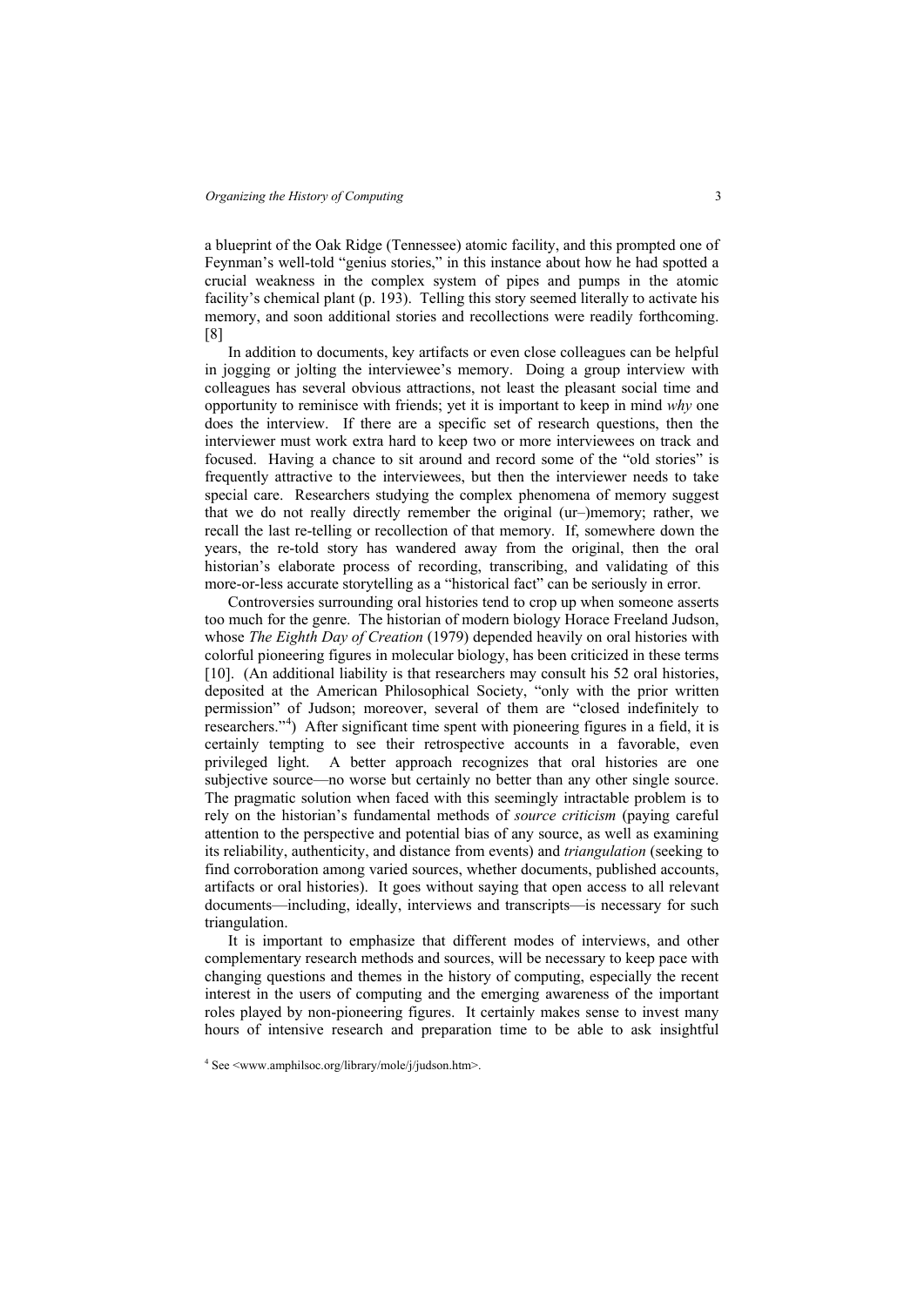a blueprint of the Oak Ridge (Tennessee) atomic facility, and this prompted one of Feynman's well-told "genius stories," in this instance about how he had spotted a crucial weakness in the complex system of pipes and pumps in the atomic facility's chemical plant (p. 193). Telling this story seemed literally to activate his memory, and soon additional stories and recollections were readily forthcoming. [8]

In addition to documents, key artifacts or even close colleagues can be helpful in jogging or jolting the interviewee's memory. Doing a group interview with colleagues has several obvious attractions, not least the pleasant social time and opportunity to reminisce with friends; yet it is important to keep in mind *why* one does the interview. If there are a specific set of research questions, then the interviewer must work extra hard to keep two or more interviewees on track and focused. Having a chance to sit around and record some of the "old stories" is frequently attractive to the interviewees, but then the interviewer needs to take special care. Researchers studying the complex phenomena of memory suggest that we do not really directly remember the original (ur–)memory; rather, we recall the last re-telling or recollection of that memory. If, somewhere down the years, the re-told story has wandered away from the original, then the oral historian's elaborate process of recording, transcribing, and validating of this more-or-less accurate storytelling as a "historical fact" can be seriously in error.

Controversies surrounding oral histories tend to crop up when someone asserts too much for the genre. The historian of modern biology Horace Freeland Judson, whose *The Eighth Day of Creation* (1979) depended heavily on oral histories with colorful pioneering figures in molecular biology, has been criticized in these terms [10]. (An additional liability is that researchers may consult his 52 oral histories, deposited at the American Philosophical Society, "only with the prior written permission" of Judson; moreover, several of them are "closed indefinitely to researchers."[4]) After significant time spent with pioneering figures in a field, it is certainly tempting to see their retrospective accounts in a favorable, even privileged light. A better approach recognizes that oral histories are one subjective source—no worse but certainly no better than any other single source. The pragmatic solution when faced with this seemingly intractable problem is to rely on the historian's fundamental methods of *source criticism* (paying careful attention to the perspective and potential bias of any source, as well as examining its reliability, authenticity, and distance from events) and *triangulation* (seeking to find corroboration among varied sources, whether documents, published accounts, artifacts or oral histories). It goes without saying that open access to all relevant documents—including, ideally, interviews and transcripts—is necessary for such triangulation.

It is important to emphasize that different modes of interviews, and other complementary research methods and sources, will be necessary to keep pace with changing questions and themes in the history of computing, especially the recent interest in the users of computing and the emerging awareness of the important roles played by non-pioneering figures. It certainly makes sense to invest many hours of intensive research and preparation time to be able to ask insightful

[4] See <www.amphilsoc.org/library/mole/j/judson.htm>.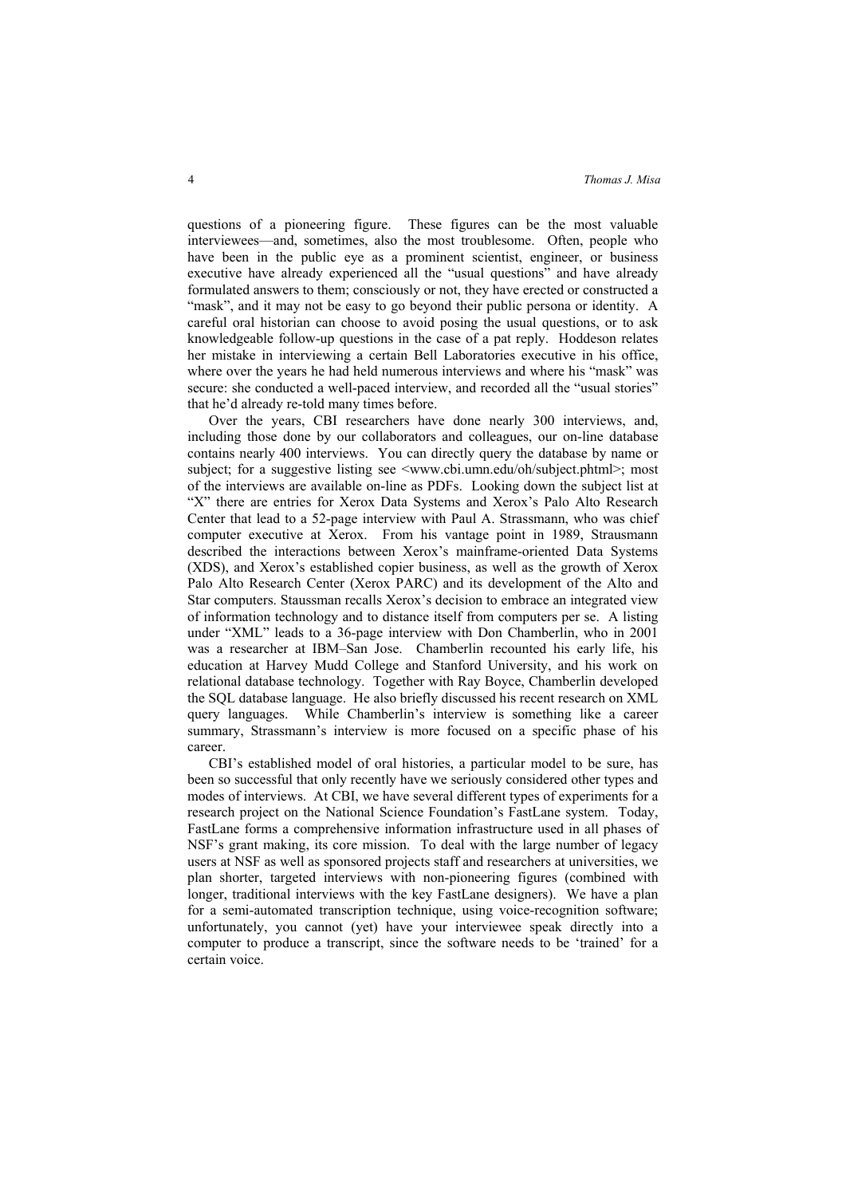questions of a pioneering figure. These figures can be the most valuable interviewees—and, sometimes, also the most troublesome. Often, people who have been in the public eye as a prominent scientist, engineer, or business executive have already experienced all the "usual questions" and have already formulated answers to them; consciously or not, they have erected or constructed a "mask", and it may not be easy to go beyond their public persona or identity. A careful oral historian can choose to avoid posing the usual questions, or to ask knowledgeable follow-up questions in the case of a pat reply. Hoddeson relates her mistake in interviewing a certain Bell Laboratories executive in his office, where over the years he had held numerous interviews and where his "mask" was secure: she conducted a well-paced interview, and recorded all the "usual stories" that he'd already re-told many times before.

Over the years, CBI researchers have done nearly 300 interviews, and, including those done by our collaborators and colleagues, our on-line database contains nearly 400 interviews. You can directly query the database by name or subject; for a suggestive listing see <www.cbi.umn.edu/oh/subject.phtml>; most of the interviews are available on-line as PDFs. Looking down the subject list at "X" there are entries for Xerox Data Systems and Xerox's Palo Alto Research Center that lead to a 52-page interview with Paul A. Strassmann, who was chief computer executive at Xerox. From his vantage point in 1989, Strausmann described the interactions between Xerox's mainframe-oriented Data Systems (XDS), and Xerox's established copier business, as well as the growth of Xerox Palo Alto Research Center (Xerox PARC) and its development of the Alto and Star computers. Staussman recalls Xerox's decision to embrace an integrated view of information technology and to distance itself from computers per se. A listing under "XML" leads to a 36-page interview with Don Chamberlin, who in 2001 was a researcher at IBM–San Jose. Chamberlin recounted his early life, his education at Harvey Mudd College and Stanford University, and his work on relational database technology. Together with Ray Boyce, Chamberlin developed the SQL database language. He also briefly discussed his recent research on XML query languages. While Chamberlin's interview is something like a career summary, Strassmann's interview is more focused on a specific phase of his career.

CBI's established model of oral histories, a particular model to be sure, has been so successful that only recently have we seriously considered other types and modes of interviews. At CBI, we have several different types of experiments for a research project on the National Science Foundation's FastLane system. Today, FastLane forms a comprehensive information infrastructure used in all phases of NSF's grant making, its core mission. To deal with the large number of legacy users at NSF as well as sponsored projects staff and researchers at universities, we plan shorter, targeted interviews with non-pioneering figures (combined with longer, traditional interviews with the key FastLane designers). We have a plan for a semi-automated transcription technique, using voice-recognition software; unfortunately, you cannot (yet) have your interviewee speak directly into a computer to produce a transcript, since the software needs to be 'trained' for a certain voice.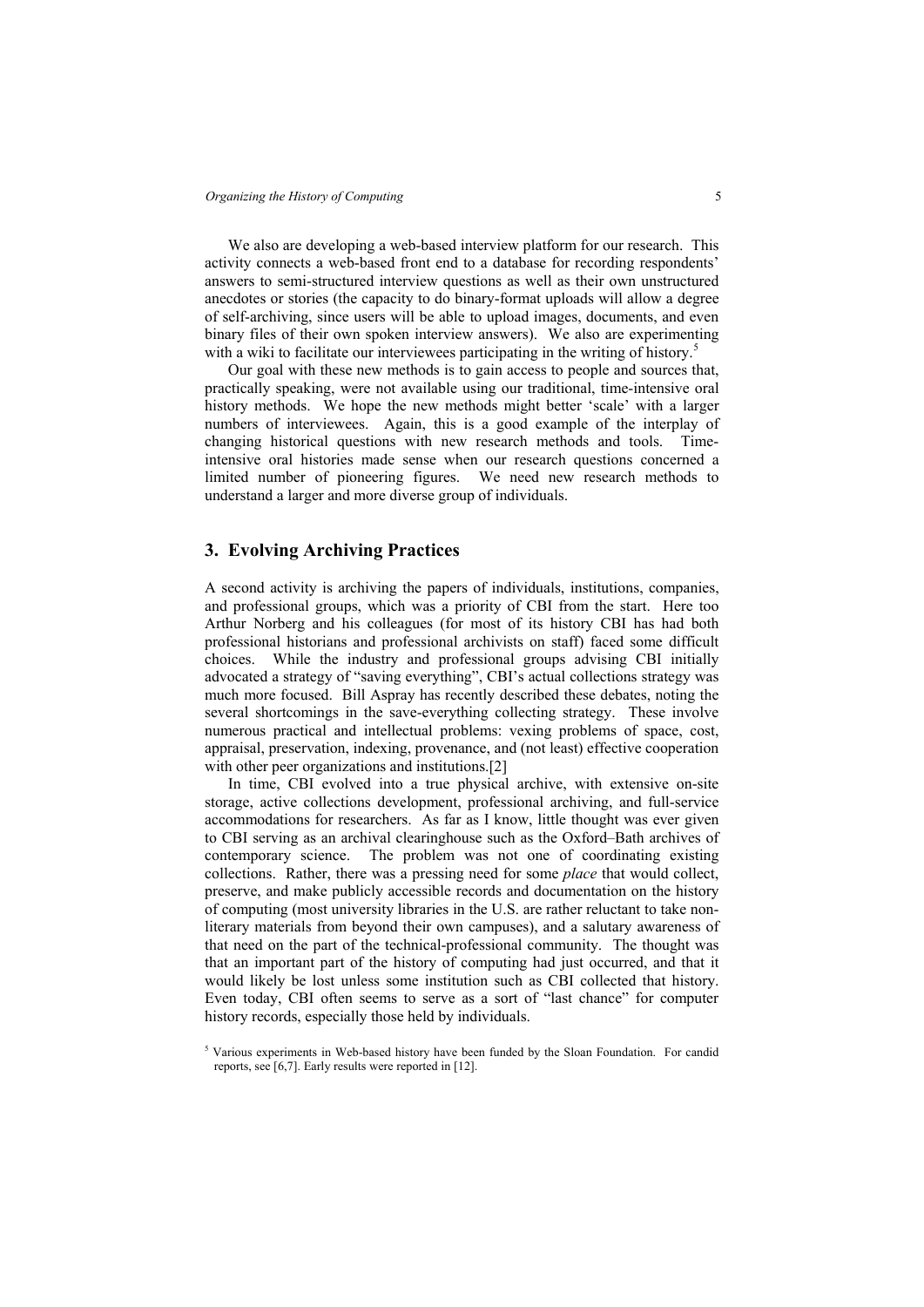We also are developing a web-based interview platform for our research. This activity connects a web-based front end to a database for recording respondents' answers to semi-structured interview questions as well as their own unstructured anecdotes or stories (the capacity to do binary-format uploads will allow a degree of self-archiving, since users will be able to upload images, documents, and even binary files of their own spoken interview answers). We also are experimenting with a wiki to facilitate our interviewees participating in the writing of history.[5]

Our goal with these new methods is to gain access to people and sources that, practically speaking, were not available using our traditional, time-intensive oral history methods. We hope the new methods might better 'scale' with a larger numbers of interviewees. Again, this is a good example of the interplay of changing historical questions with new research methods and tools. Time-intensive oral histories made sense when our research questions concerned a limited number of pioneering figures. We need new research methods to understand a larger and more diverse group of individuals.

## 3. Evolving Archiving Practices

A second activity is archiving the papers of individuals, institutions, companies, and professional groups, which was a priority of CBI from the start. Here too Arthur Norberg and his colleagues (for most of its history CBI has had both professional historians and professional archivists on staff) faced some difficult choices. While the industry and professional groups advising CBI initially advocated a strategy of "saving everything", CBI's actual collections strategy was much more focused. Bill Aspray has recently described these debates, noting the several shortcomings in the save-everything collecting strategy. These involve numerous practical and intellectual problems: vexing problems of space, cost, appraisal, preservation, indexing, provenance, and (not least) effective cooperation with other peer organizations and institutions.[2]

In time, CBI evolved into a true physical archive, with extensive on-site storage, active collections development, professional archiving, and full-service accommodations for researchers. As far as I know, little thought was ever given to CBI serving as an archival clearinghouse such as the Oxford–Bath archives of contemporary science. The problem was not one of coordinating existing collections. Rather, there was a pressing need for some *place* that would collect, preserve, and make publicly accessible records and documentation on the history of computing (most university libraries in the U.S. are rather reluctant to take non-literary materials from beyond their own campuses), and a salutary awareness of that need on the part of the technical-professional community. The thought was that an important part of the history of computing had just occurred, and that it would likely be lost unless some institution such as CBI collected that history. Even today, CBI often seems to serve as a sort of "last chance" for computer history records, especially those held by individuals.

[5] Various experiments in Web-based history have been funded by the Sloan Foundation. For candid reports, see [6,7]. Early results were reported in [12].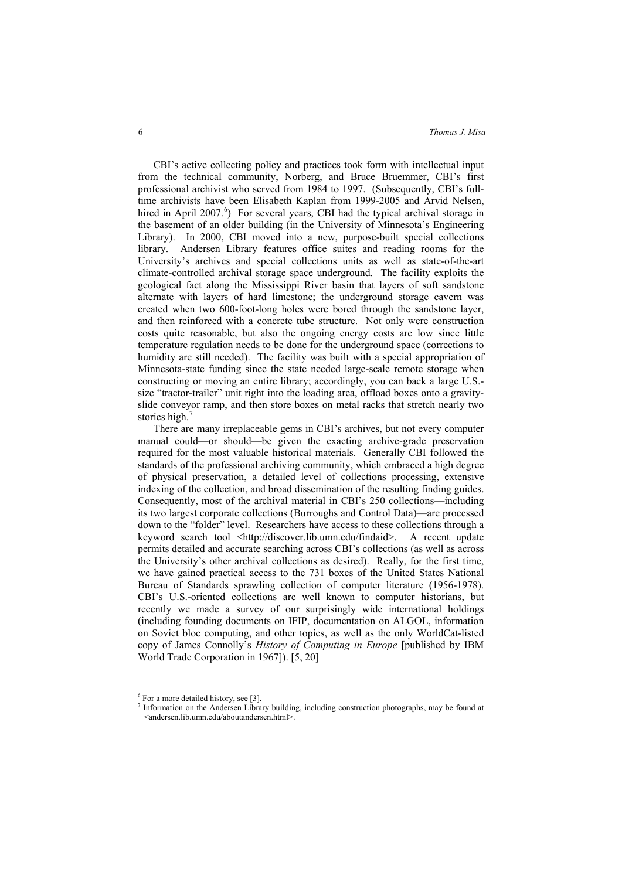CBI's active collecting policy and practices took form with intellectual input from the technical community, Norberg, and Bruce Bruemmer, CBI's first professional archivist who served from 1984 to 1997. (Subsequently, CBI's full-time archivists have been Elisabeth Kaplan from 1999-2005 and Arvid Nelsen, hired in April 2007.[6]) For several years, CBI had the typical archival storage in the basement of an older building (in the University of Minnesota's Engineering Library). In 2000, CBI moved into a new, purpose-built special collections library. Andersen Library features office suites and reading rooms for the University's archives and special collections units as well as state-of-the-art climate-controlled archival storage space underground. The facility exploits the geological fact along the Mississippi River basin that layers of soft sandstone alternate with layers of hard limestone; the underground storage cavern was created when two 600-foot-long holes were bored through the sandstone layer, and then reinforced with a concrete tube structure. Not only were construction costs quite reasonable, but also the ongoing energy costs are low since little temperature regulation needs to be done for the underground space (corrections to humidity are still needed). The facility was built with a special appropriation of Minnesota-state funding since the state needed large-scale remote storage when constructing or moving an entire library; accordingly, you can back a large U.S.-size "tractor-trailer" unit right into the loading area, offload boxes onto a gravity-slide conveyor ramp, and then store boxes on metal racks that stretch nearly two stories high.[7]

There are many irreplaceable gems in CBI's archives, but not every computer manual could—or should—be given the exacting archive-grade preservation required for the most valuable historical materials. Generally CBI followed the standards of the professional archiving community, which embraced a high degree of physical preservation, a detailed level of collections processing, extensive indexing of the collection, and broad dissemination of the resulting finding guides. Consequently, most of the archival material in CBI's 250 collections—including its two largest corporate collections (Burroughs and Control Data)—are processed down to the "folder" level. Researchers have access to these collections through a keyword search tool <http://discover.lib.umn.edu/findaid>. A recent update permits detailed and accurate searching across CBI's collections (as well as across the University's other archival collections as desired). Really, for the first time, we have gained practical access to the 731 boxes of the United States National Bureau of Standards sprawling collection of computer literature (1956-1978). CBI's U.S.-oriented collections are well known to computer historians, but recently we made a survey of our surprisingly wide international holdings (including founding documents on IFIP, documentation on ALGOL, information on Soviet bloc computing, and other topics, as well as the only WorldCat-listed copy of James Connolly's *History of Computing in Europe* [published by IBM World Trade Corporation in 1967]). [5, 20]

---

[6] For a more detailed history, see [3].

[7] Information on the Andersen Library building, including construction photographs, may be found at <andersen.lib.umn.edu/aboutandersen.html>.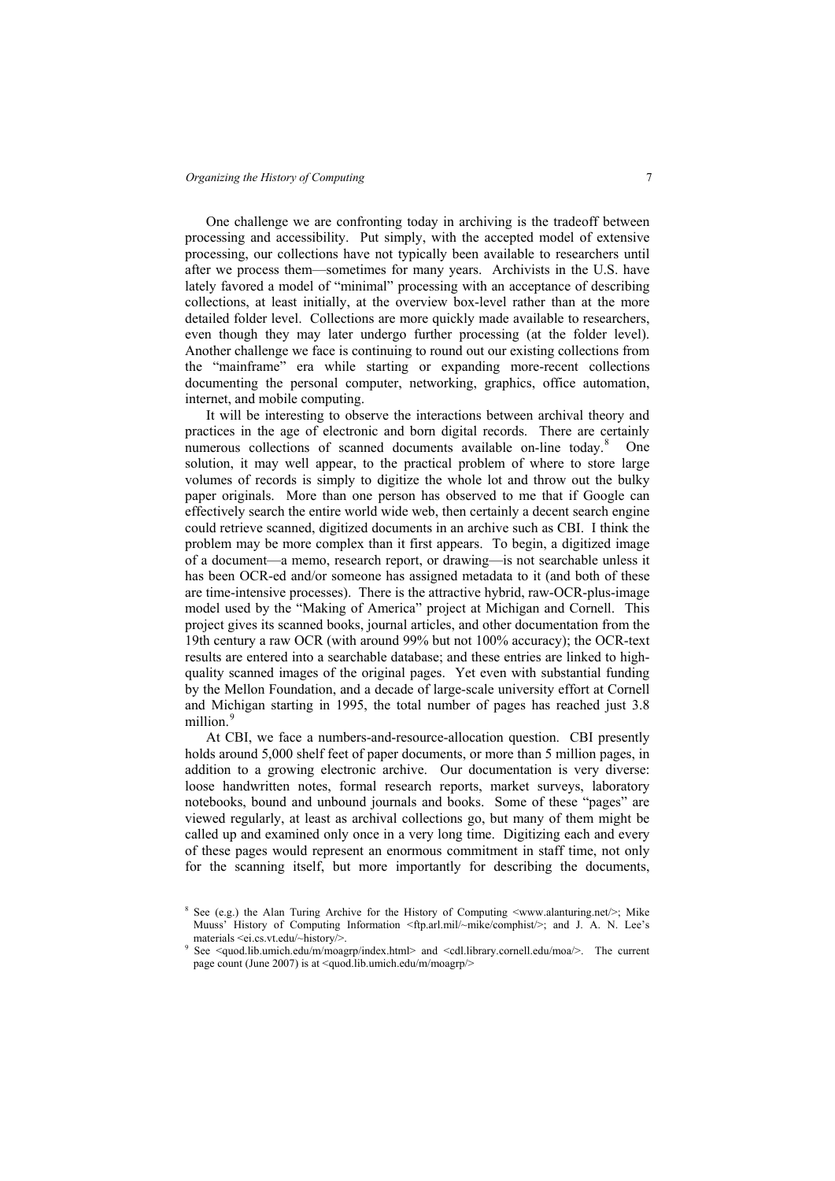One challenge we are confronting today in archiving is the tradeoff between processing and accessibility. Put simply, with the accepted model of extensive processing, our collections have not typically been available to researchers until after we process them—sometimes for many years. Archivists in the U.S. have lately favored a model of "minimal" processing with an acceptance of describing collections, at least initially, at the overview box-level rather than at the more detailed folder level. Collections are more quickly made available to researchers, even though they may later undergo further processing (at the folder level). Another challenge we face is continuing to round out our existing collections from the "mainframe" era while starting or expanding more-recent collections documenting the personal computer, networking, graphics, office automation, internet, and mobile computing.

It will be interesting to observe the interactions between archival theory and practices in the age of electronic and born digital records. There are certainly numerous collections of scanned documents available on-line today.[8] One solution, it may well appear, to the practical problem of where to store large volumes of records is simply to digitize the whole lot and throw out the bulky paper originals. More than one person has observed to me that if Google can effectively search the entire world wide web, then certainly a decent search engine could retrieve scanned, digitized documents in an archive such as CBI. I think the problem may be more complex than it first appears. To begin, a digitized image of a document—a memo, research report, or drawing—is not searchable unless it has been OCR-ed and/or someone has assigned metadata to it (and both of these are time-intensive processes). There is the attractive hybrid, raw-OCR-plus-image model used by the "Making of America" project at Michigan and Cornell. This project gives its scanned books, journal articles, and other documentation from the 19th century a raw OCR (with around 99% but not 100% accuracy); the OCR-text results are entered into a searchable database; and these entries are linked to high-quality scanned images of the original pages. Yet even with substantial funding by the Mellon Foundation, and a decade of large-scale university effort at Cornell and Michigan starting in 1995, the total number of pages has reached just 3.8 million.[9]

At CBI, we face a numbers-and-resource-allocation question. CBI presently holds around 5,000 shelf feet of paper documents, or more than 5 million pages, in addition to a growing electronic archive. Our documentation is very diverse: loose handwritten notes, formal research reports, market surveys, laboratory notebooks, bound and unbound journals and books. Some of these "pages" are viewed regularly, at least as archival collections go, but many of them might be called up and examined only once in a very long time. Digitizing each and every of these pages would represent an enormous commitment in staff time, not only for the scanning itself, but more importantly for describing the documents,

---

[8] See (e.g.) the Alan Turing Archive for the History of Computing <www.alanturing.net/>; Mike Muuss' History of Computing Information <ftp.arl.mil/~mike/comphist/>; and J. A. N. Lee's materials <ei.cs.vt.edu/~history/>.

[9] See <quod.lib.umich.edu/m/moagrp/index.html> and <cdl.library.cornell.edu/moa/>. The current page count (June 2007) is at <quod.lib.umich.edu/m/moagrp/>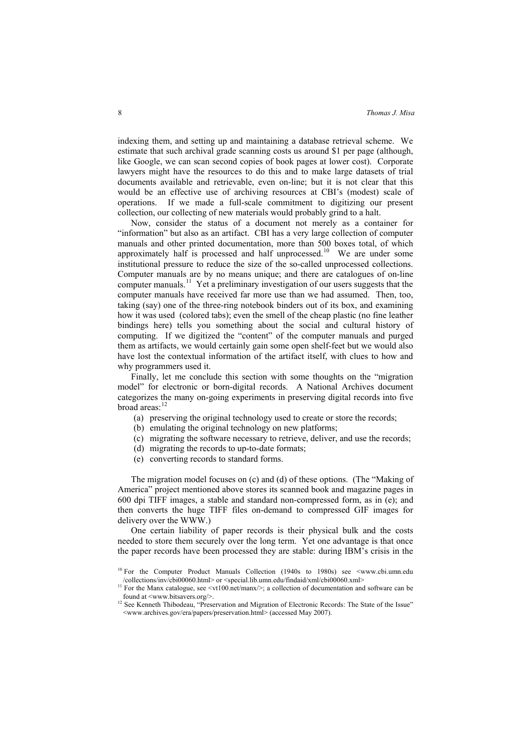indexing them, and setting up and maintaining a database retrieval scheme. We estimate that such archival grade scanning costs us around $1 per page (although, like Google, we can scan second copies of book pages at lower cost). Corporate lawyers might have the resources to do this and to make large datasets of trial documents available and retrievable, even on-line; but it is not clear that this would be an effective use of archiving resources at CBI's (modest) scale of operations. If we made a full-scale commitment to digitizing our present collection, our collecting of new materials would probably grind to a halt.

Now, consider the status of a document not merely as a container for "information" but also as an artifact. CBI has a very large collection of computer manuals and other printed documentation, more than 500 boxes total, of which approximately half is processed and half unprocessed.[10] We are under some institutional pressure to reduce the size of the so-called unprocessed collections. Computer manuals are by no means unique; and there are catalogues of on-line computer manuals.[11] Yet a preliminary investigation of our users suggests that the computer manuals have received far more use than we had assumed. Then, too, taking (say) one of the three-ring notebook binders out of its box, and examining how it was used (colored tabs); even the smell of the cheap plastic (no fine leather bindings here) tells you something about the social and cultural history of computing. If we digitized the "content" of the computer manuals and purged them as artifacts, we would certainly gain some open shelf-feet but we would also have lost the contextual information of the artifact itself, with clues to how and why programmers used it.

Finally, let me conclude this section with some thoughts on the "migration model" for electronic or born-digital records. A National Archives document categorizes the many on-going experiments in preserving digital records into five broad areas:[12]

(a) preserving the original technology used to create or store the records;
(b) emulating the original technology on new platforms;
(c) migrating the software necessary to retrieve, deliver, and use the records;
(d) migrating the records to up-to-date formats;
(e) converting records to standard forms.

The migration model focuses on (c) and (d) of these options. (The "Making of America" project mentioned above stores its scanned book and magazine pages in 600 dpi TIFF images, a stable and standard non-compressed form, as in (e); and then converts the huge TIFF files on-demand to compressed GIF images for delivery over the WWW.)

One certain liability of paper records is their physical bulk and the costs needed to store them securely over the long term. Yet one advantage is that once the paper records have been processed they are stable: during IBM's crisis in the

---

[10] For the Computer Product Manuals Collection (1940s to 1980s) see <www.cbi.umn.edu/collections/inv/cbi00060.html> or <special.lib.umn.edu/findaid/xml/cbi00060.xml>

[11] For the Manx catalogue, see <vt100.net/manx/>; a collection of documentation and software can be found at <www.bitsavers.org/>.

[12] See Kenneth Thibodeau, "Preservation and Migration of Electronic Records: The State of the Issue" <www.archives.gov/era/papers/preservation.html> (accessed May 2007).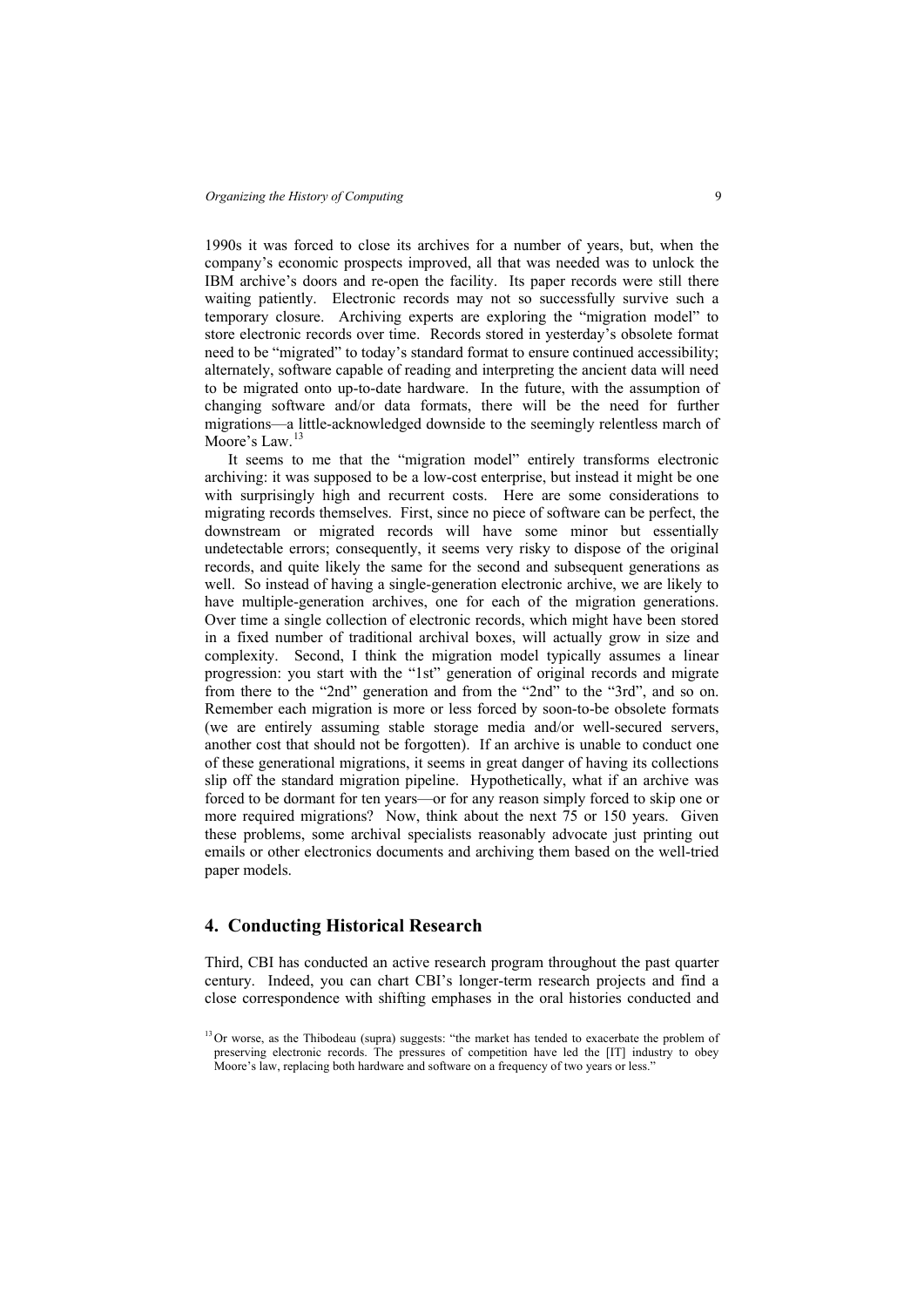1990s it was forced to close its archives for a number of years, but, when the company's economic prospects improved, all that was needed was to unlock the IBM archive's doors and re-open the facility. Its paper records were still there waiting patiently. Electronic records may not so successfully survive such a temporary closure. Archiving experts are exploring the "migration model" to store electronic records over time. Records stored in yesterday's obsolete format need to be "migrated" to today's standard format to ensure continued accessibility; alternately, software capable of reading and interpreting the ancient data will need to be migrated onto up-to-date hardware. In the future, with the assumption of changing software and/or data formats, there will be the need for further migrations—a little-acknowledged downside to the seemingly relentless march of Moore's Law.[13]

It seems to me that the "migration model" entirely transforms electronic archiving: it was supposed to be a low-cost enterprise, but instead it might be one with surprisingly high and recurrent costs. Here are some considerations to migrating records themselves. First, since no piece of software can be perfect, the downstream or migrated records will have some minor but essentially undetectable errors; consequently, it seems very risky to dispose of the original records, and quite likely the same for the second and subsequent generations as well. So instead of having a single-generation electronic archive, we are likely to have multiple-generation archives, one for each of the migration generations. Over time a single collection of electronic records, which might have been stored in a fixed number of traditional archival boxes, will actually grow in size and complexity. Second, I think the migration model typically assumes a linear progression: you start with the "1st" generation of original records and migrate from there to the "2nd" generation and from the "2nd" to the "3rd", and so on. Remember each migration is more or less forced by soon-to-be obsolete formats (we are entirely assuming stable storage media and/or well-secured servers, another cost that should not be forgotten). If an archive is unable to conduct one of these generational migrations, it seems in great danger of having its collections slip off the standard migration pipeline. Hypothetically, what if an archive was forced to be dormant for ten years—or for any reason simply forced to skip one or more required migrations? Now, think about the next 75 or 150 years. Given these problems, some archival specialists reasonably advocate just printing out emails or other electronics documents and archiving them based on the well-tried paper models.

## 4. Conducting Historical Research

Third, CBI has conducted an active research program throughout the past quarter century. Indeed, you can chart CBI's longer-term research projects and find a close correspondence with shifting emphases in the oral histories conducted and

[13] Or worse, as the Thibodeau (supra) suggests: "the market has tended to exacerbate the problem of preserving electronic records. The pressures of competition have led the [IT] industry to obey Moore's law, replacing both hardware and software on a frequency of two years or less."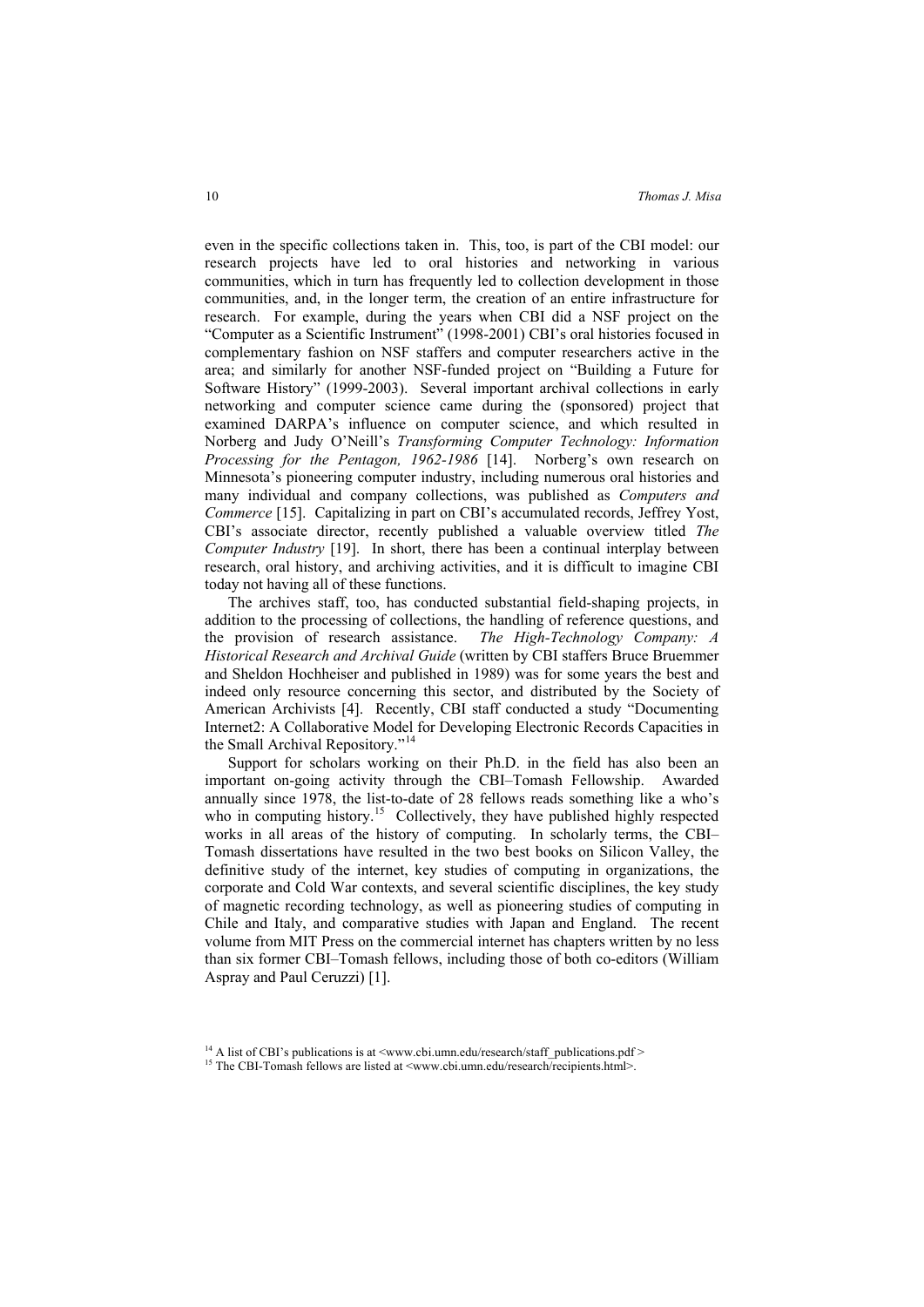even in the specific collections taken in. This, too, is part of the CBI model: our research projects have led to oral histories and networking in various communities, which in turn has frequently led to collection development in those communities, and, in the longer term, the creation of an entire infrastructure for research. For example, during the years when CBI did a NSF project on the "Computer as a Scientific Instrument" (1998-2001) CBI's oral histories focused in complementary fashion on NSF staffers and computer researchers active in the area; and similarly for another NSF-funded project on "Building a Future for Software History" (1999-2003). Several important archival collections in early networking and computer science came during the (sponsored) project that examined DARPA's influence on computer science, and which resulted in Norberg and Judy O'Neill's *Transforming Computer Technology: Information Processing for the Pentagon, 1962-1986* [14]. Norberg's own research on Minnesota's pioneering computer industry, including numerous oral histories and many individual and company collections, was published as *Computers and Commerce* [15]. Capitalizing in part on CBI's accumulated records, Jeffrey Yost, CBI's associate director, recently published a valuable overview titled *The Computer Industry* [19]. In short, there has been a continual interplay between research, oral history, and archiving activities, and it is difficult to imagine CBI today not having all of these functions.

The archives staff, too, has conducted substantial field-shaping projects, in addition to the processing of collections, the handling of reference questions, and the provision of research assistance. *The High-Technology Company: A Historical Research and Archival Guide* (written by CBI staffers Bruce Bruemmer and Sheldon Hochheiser and published in 1989) was for some years the best and indeed only resource concerning this sector, and distributed by the Society of American Archivists [4]. Recently, CBI staff conducted a study "Documenting Internet2: A Collaborative Model for Developing Electronic Records Capacities in the Small Archival Repository."[14]

Support for scholars working on their Ph.D. in the field has also been an important on-going activity through the CBI–Tomash Fellowship. Awarded annually since 1978, the list-to-date of 28 fellows reads something like a who's who in computing history.[15] Collectively, they have published highly respected works in all areas of the history of computing. In scholarly terms, the CBI–Tomash dissertations have resulted in the two best books on Silicon Valley, the definitive study of the internet, key studies of computing in organizations, the corporate and Cold War contexts, and several scientific disciplines, the key study of magnetic recording technology, as well as pioneering studies of computing in Chile and Italy, and comparative studies with Japan and England. The recent volume from MIT Press on the commercial internet has chapters written by no less than six former CBI–Tomash fellows, including those of both co-editors (William Aspray and Paul Ceruzzi) [1].

[14] A list of CBI's publications is at <www.cbi.umn.edu/research/staff_publications.pdf >

[15] The CBI-Tomash fellows are listed at <www.cbi.umn.edu/research/recipients.html>.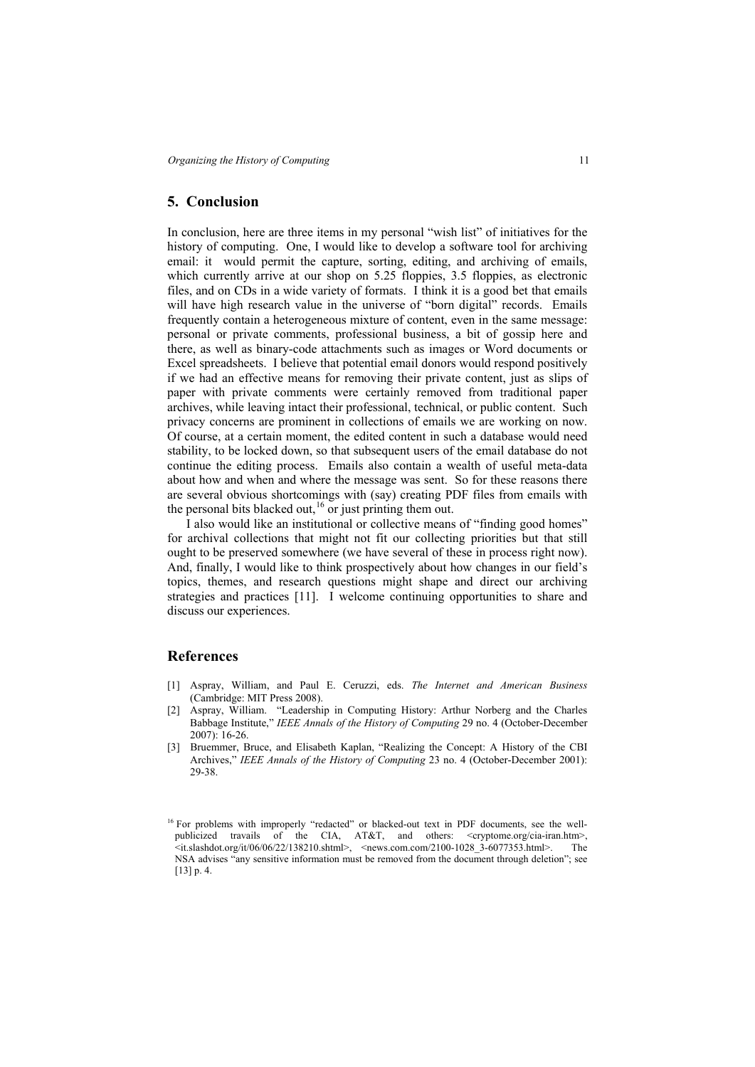## 5. Conclusion

In conclusion, here are three items in my personal "wish list" of initiatives for the history of computing. One, I would like to develop a software tool for archiving email: it would permit the capture, sorting, editing, and archiving of emails, which currently arrive at our shop on 5.25 floppies, 3.5 floppies, as electronic files, and on CDs in a wide variety of formats. I think it is a good bet that emails will have high research value in the universe of "born digital" records. Emails frequently contain a heterogeneous mixture of content, even in the same message: personal or private comments, professional business, a bit of gossip here and there, as well as binary-code attachments such as images or Word documents or Excel spreadsheets. I believe that potential email donors would respond positively if we had an effective means for removing their private content, just as slips of paper with private comments were certainly removed from traditional paper archives, while leaving intact their professional, technical, or public content. Such privacy concerns are prominent in collections of emails we are working on now. Of course, at a certain moment, the edited content in such a database would need stability, to be locked down, so that subsequent users of the email database do not continue the editing process. Emails also contain a wealth of useful meta-data about how and when and where the message was sent. So for these reasons there are several obvious shortcomings with (say) creating PDF files from emails with the personal bits blacked out,[16] or just printing them out.

I also would like an institutional or collective means of "finding good homes" for archival collections that might not fit our collecting priorities but that still ought to be preserved somewhere (we have several of these in process right now). And, finally, I would like to think prospectively about how changes in our field's topics, themes, and research questions might shape and direct our archiving strategies and practices [11]. I welcome continuing opportunities to share and discuss our experiences.

## References

[1] Aspray, William, and Paul E. Ceruzzi, eds. *The Internet and American Business* (Cambridge: MIT Press 2008).

[2] Aspray, William. "Leadership in Computing History: Arthur Norberg and the Charles Babbage Institute," *IEEE Annals of the History of Computing* 29 no. 4 (October-December 2007): 16-26.

[3] Bruemmer, Bruce, and Elisabeth Kaplan, "Realizing the Concept: A History of the CBI Archives," *IEEE Annals of the History of Computing* 23 no. 4 (October-December 2001): 29-38.

[16] For problems with improperly "redacted" or blacked-out text in PDF documents, see the well-publicized travails of the CIA, AT&T, and others: <cryptome.org/cia-iran.htm>, <it.slashdot.org/it/06/06/22/138210.shtml>, <news.com.com/2100-1028_3-6077353.html>. The NSA advises "any sensitive information must be removed from the document through deletion"; see [13] p. 4.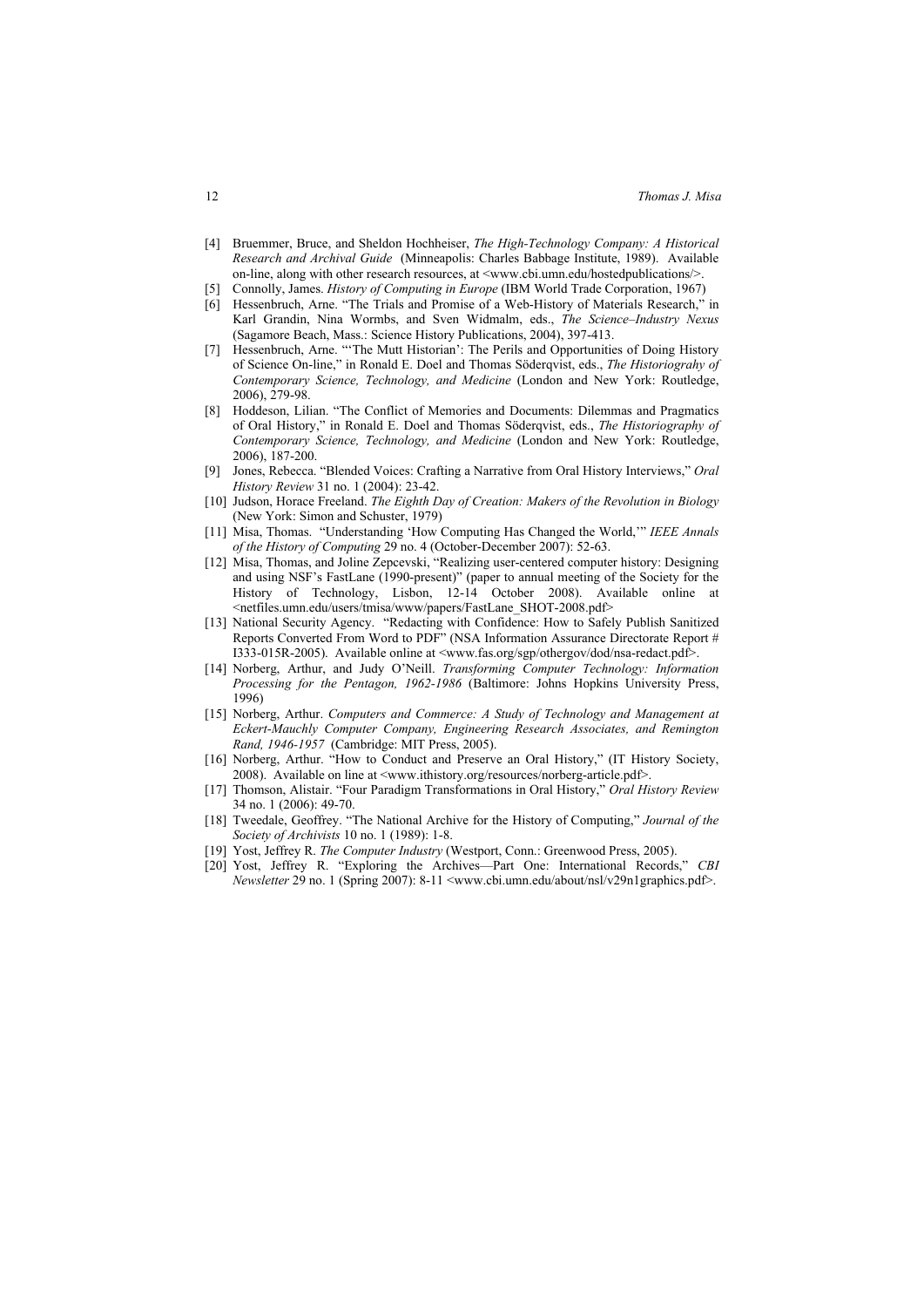[4] Bruemmer, Bruce, and Sheldon Hochheiser, *The High-Technology Company: A Historical Research and Archival Guide* (Minneapolis: Charles Babbage Institute, 1989). Available on-line, along with other research resources, at <www.cbi.umn.edu/hostedpublications/>.

[5] Connolly, James. *History of Computing in Europe* (IBM World Trade Corporation, 1967)

[6] Hessenbruch, Arne. "The Trials and Promise of a Web-History of Materials Research," in Karl Grandin, Nina Wormbs, and Sven Widmalm, eds., *The Science–Industry Nexus* (Sagamore Beach, Mass.: Science History Publications, 2004), 397-413.

[7] Hessenbruch, Arne. "'The Mutt Historian': The Perils and Opportunities of Doing History of Science On-line," in Ronald E. Doel and Thomas Söderqvist, eds., *The Historiograhy of Contemporary Science, Technology, and Medicine* (London and New York: Routledge, 2006), 279-98.

[8] Hoddeson, Lilian. "The Conflict of Memories and Documents: Dilemmas and Pragmatics of Oral History," in Ronald E. Doel and Thomas Söderqvist, eds., *The Historiography of Contemporary Science, Technology, and Medicine* (London and New York: Routledge, 2006), 187-200.

[9] Jones, Rebecca. "Blended Voices: Crafting a Narrative from Oral History Interviews," *Oral History Review* 31 no. 1 (2004): 23-42.

[10] Judson, Horace Freeland. *The Eighth Day of Creation: Makers of the Revolution in Biology* (New York: Simon and Schuster, 1979)

[11] Misa, Thomas. "Understanding 'How Computing Has Changed the World,'" *IEEE Annals of the History of Computing* 29 no. 4 (October-December 2007): 52-63.

[12] Misa, Thomas, and Joline Zepcevski, "Realizing user-centered computer history: Designing and using NSF's FastLane (1990-present)" (paper to annual meeting of the Society for the History of Technology, Lisbon, 12-14 October 2008). Available online at <netfiles.umn.edu/users/tmisa/www/papers/FastLane_SHOT-2008.pdf>

[13] National Security Agency. "Redacting with Confidence: How to Safely Publish Sanitized Reports Converted From Word to PDF" (NSA Information Assurance Directorate Report # I333-015R-2005). Available online at <www.fas.org/sgp/othergov/dod/nsa-redact.pdf>.

[14] Norberg, Arthur, and Judy O'Neill. *Transforming Computer Technology: Information Processing for the Pentagon, 1962-1986* (Baltimore: Johns Hopkins University Press, 1996)

[15] Norberg, Arthur. *Computers and Commerce: A Study of Technology and Management at Eckert-Mauchly Computer Company, Engineering Research Associates, and Remington Rand, 1946-1957* (Cambridge: MIT Press, 2005).

[16] Norberg, Arthur. "How to Conduct and Preserve an Oral History," (IT History Society, 2008). Available on line at <www.ithistory.org/resources/norberg-article.pdf>.

[17] Thomson, Alistair. "Four Paradigm Transformations in Oral History," *Oral History Review* 34 no. 1 (2006): 49-70.

[18] Tweedale, Geoffrey. "The National Archive for the History of Computing," *Journal of the Society of Archivists* 10 no. 1 (1989): 1-8.

[19] Yost, Jeffrey R. *The Computer Industry* (Westport, Conn.: Greenwood Press, 2005).

[20] Yost, Jeffrey R. "Exploring the Archives—Part One: International Records," *CBI Newsletter* 29 no. 1 (Spring 2007): 8-11 <www.cbi.umn.edu/about/nsl/v29n1graphics.pdf>.